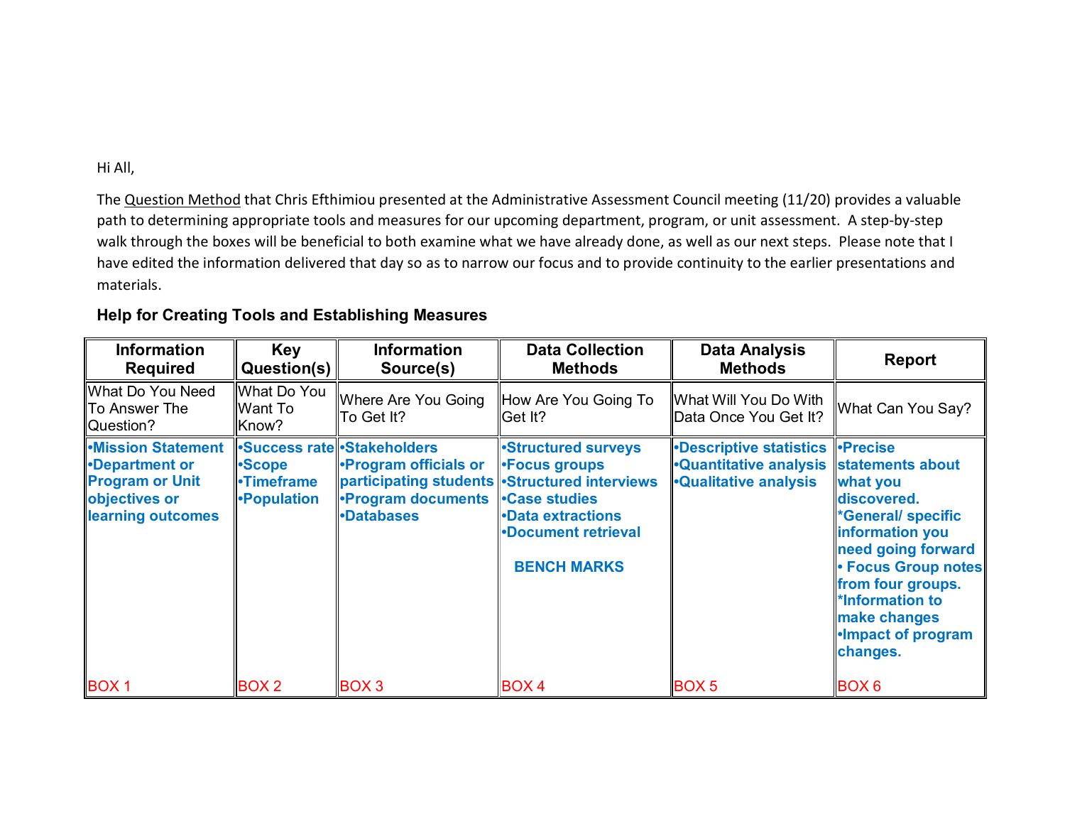Hi All,

The Question Method that Chris Efthimiou presented at the Administrative Assessment Council meeting (11/20) provides a valuable path to determining appropriate tools and measures for our upcoming department, program, or unit assessment. A step-by-step walk through the boxes will be beneficial to both examine what we have already done, as well as our next steps. Please note that I have edited the information delivered that day so as to narrow our focus and to provide continuity to the earlier presentations and materials.

### Help for Creating Tools and Establishing Measures

| Information Required | Key Question(s) | Information Source(s) | Data Collection Methods | Data Analysis Methods | Report |
|---|---|---|---|---|---|
| What Do You Need To Answer The Question? | What Do You Want To Know? | Where Are You Going To Get It? | How Are You Going To Get It? | What Will You Do With Data Once You Get It? | What Can You Say? |
| **•Mission Statement**<br>**•Department or Program or Unit objectives or learning outcomes**<br><br>BOX 1 | **•Success rate**<br>**•Scope**<br>**•Timeframe**<br>**•Population**<br><br>BOX 2 | **•Stakeholders**<br>**•Program officials or participating students**<br>**•Program documents**<br>**•Databases**<br><br>BOX 3 | **•Structured surveys**<br>**•Focus groups**<br>**•Structured interviews**<br>**•Case studies**<br>**•Data extractions**<br>**•Document retrieval**<br><br>**BENCH MARKS**<br><br>BOX 4 | **•Descriptive statistics**<br>**•Quantitative analysis**<br>**•Qualitative analysis**<br><br>BOX 5 | **•Precise statements about what you discovered.**<br>**\*General/ specific information you need going forward**<br>**• Focus Group notes from four groups.**<br>**\*Information to make changes**<br>**•Impact of program changes.**<br><br>BOX 6 |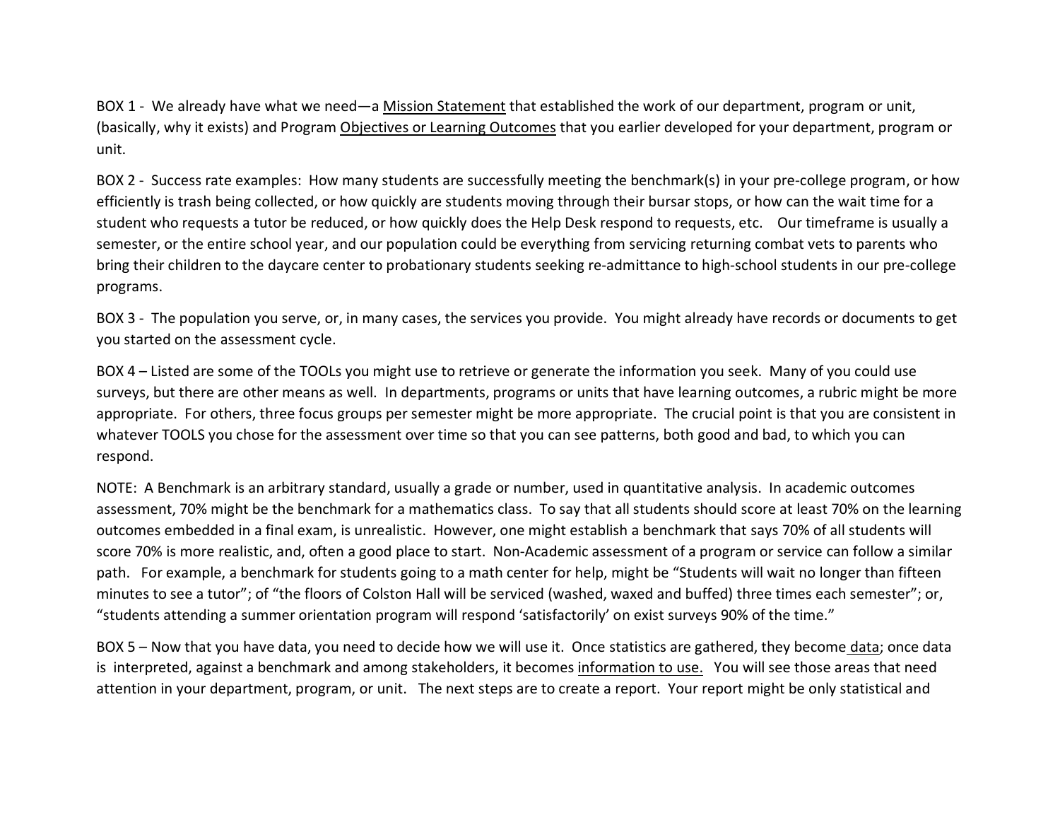BOX 1 - We already have what we need—a Mission Statement that established the work of our department, program or unit, (basically, why it exists) and Program Objectives or Learning Outcomes that you earlier developed for your department, program or unit.

BOX 2 - Success rate examples: How many students are successfully meeting the benchmark(s) in your pre-college program, or how efficiently is trash being collected, or how quickly are students moving through their bursar stops, or how can the wait time for a student who requests a tutor be reduced, or how quickly does the Help Desk respond to requests, etc. Our timeframe is usually a semester, or the entire school year, and our population could be everything from servicing returning combat vets to parents who bring their children to the daycare center to probationary students seeking re-admittance to high-school students in our pre-college programs.

BOX 3 - The population you serve, or, in many cases, the services you provide. You might already have records or documents to get you started on the assessment cycle.

BOX 4 – Listed are some of the TOOLs you might use to retrieve or generate the information you seek. Many of you could use surveys, but there are other means as well. In departments, programs or units that have learning outcomes, a rubric might be more appropriate. For others, three focus groups per semester might be more appropriate. The crucial point is that you are consistent in whatever TOOLS you chose for the assessment over time so that you can see patterns, both good and bad, to which you can respond.

NOTE: A Benchmark is an arbitrary standard, usually a grade or number, used in quantitative analysis. In academic outcomes assessment, 70% might be the benchmark for a mathematics class. To say that all students should score at least 70% on the learning outcomes embedded in a final exam, is unrealistic. However, one might establish a benchmark that says 70% of all students will score 70% is more realistic, and, often a good place to start. Non-Academic assessment of a program or service can follow a similar path. For example, a benchmark for students going to a math center for help, might be "Students will wait no longer than fifteen minutes to see a tutor"; of "the floors of Colston Hall will be serviced (washed, waxed and buffed) three times each semester"; or, "students attending a summer orientation program will respond 'satisfactorily' on exist surveys 90% of the time."

BOX 5 – Now that you have data, you need to decide how we will use it. Once statistics are gathered, they become data; once data is interpreted, against a benchmark and among stakeholders, it becomes information to use. You will see those areas that need attention in your department, program, or unit. The next steps are to create a report. Your report might be only statistical and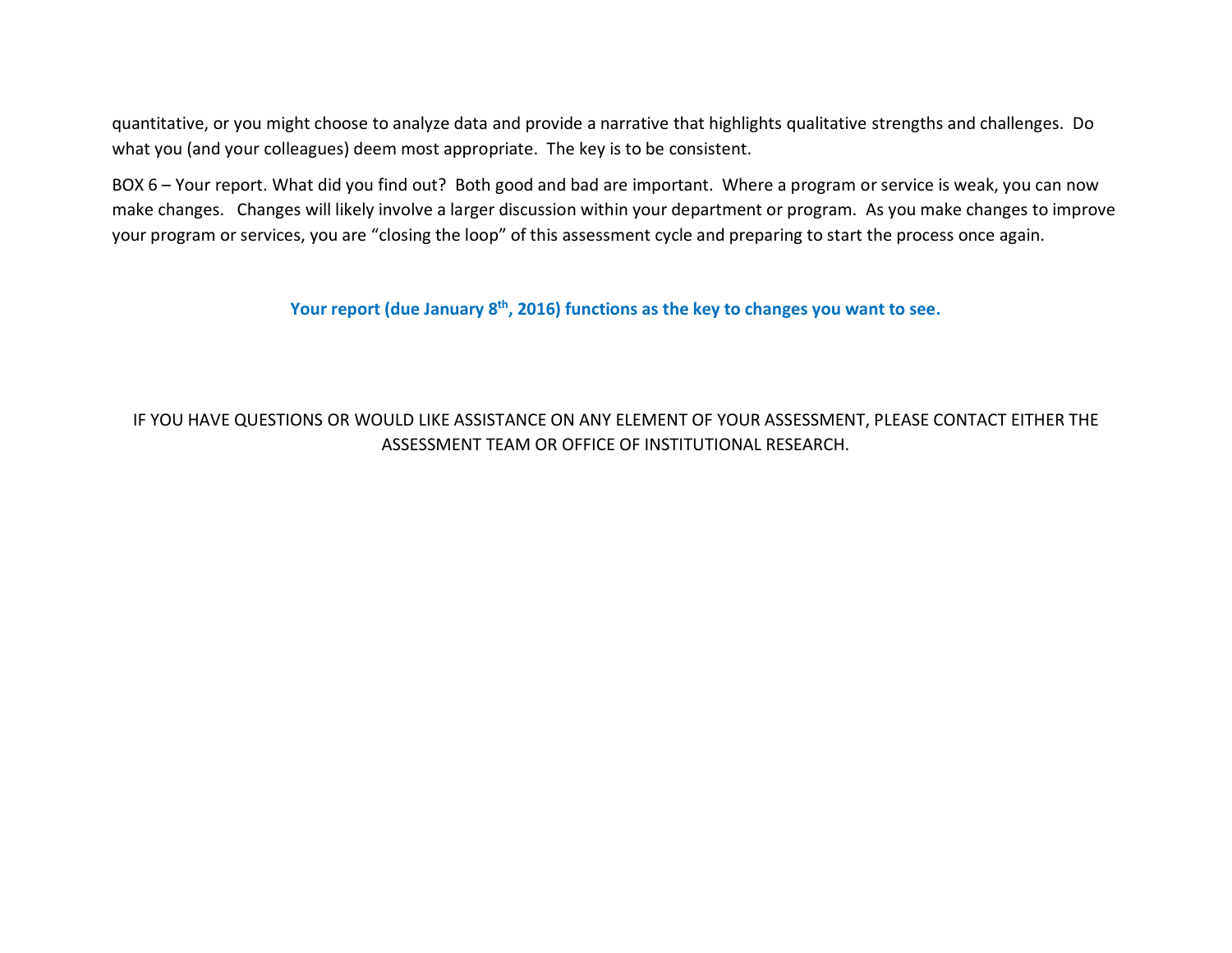quantitative, or you might choose to analyze data and provide a narrative that highlights qualitative strengths and challenges. Do what you (and your colleagues) deem most appropriate. The key is to be consistent.

BOX 6 – Your report. What did you find out? Both good and bad are important. Where a program or service is weak, you can now make changes. Changes will likely involve a larger discussion within your department or program. As you make changes to improve your program or services, you are "closing the loop" of this assessment cycle and preparing to start the process once again.

**Your report (due January 8th, 2016) functions as the key to changes you want to see.**

IF YOU HAVE QUESTIONS OR WOULD LIKE ASSISTANCE ON ANY ELEMENT OF YOUR ASSESSMENT, PLEASE CONTACT EITHER THE ASSESSMENT TEAM OR OFFICE OF INSTITUTIONAL RESEARCH.